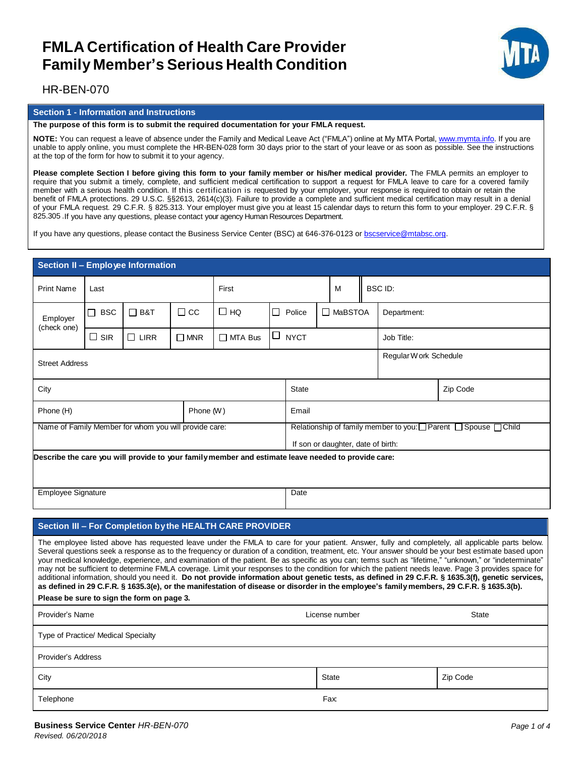# FMLA Certification of Health Care Provider Family Member's Serious Health Condition

HR-BEN-070

## Section 1 - Information and Instructions

**The purpose of this form is to submit the required documentation for your FMLA request.**

**NOTE:** You can request a leave of absence under the Family and Medical Leave Act ("FMLA") online at My MTA Portal, www.mymta.info. If you are unable to apply online, you must complete the HR-BEN-028 form 30 days prior to the start of your leave or as soon as possible. See the instructions at the top of the form for how to submit it to your agency.

**Please complete Section I before giving this form to your family member or his/her medical provider.** The FMLA permits an employer to require that you submit a timely, complete, and sufficient medical certification to support a request for FMLA leave to care for a covered family member with a serious health condition. If this certification is requested by your employer, your response is required to obtain or retain the benefit of FMLA protections. 29 U.S.C. §§2613, 2614(c)(3). Failure to provide a complete and sufficient medical certification may result in a denial of your FMLA request. 29 C.F.R. § 825.313. Your employer must give you at least 15 calendar days to return this form to your employer. 29 C.F.R. § 825.305 .If you have any questions, please contact your agency Human Resources Department.

If you have any questions, please contact the Business Service Center (BSC) at 646-376-0123 or bscservice@mtabsc.org.

## Section II – Employee Information

| Print Name | Last | | | First | | M | BSC ID: | |
|---|---|---|---|---|---|---|---|---|
| Employer (check one) | ☐ BSC | ☐ B&T | ☐ CC | ☐ HQ | ☐ Police | ☐ MaBSTOA | Department: | |
| | ☐ SIR | ☐ LIRR | ☐ MNR | ☐ MTA Bus | ☐ NYCT | | Job Title: | |
| Street Address | | | | | | | Regular Work Schedule | |
| City | | | | | State | | | Zip Code |
| Phone (H) | | | Phone (W) | | Email | | | |
| Name of Family Member for whom you will provide care: | | | | | Relationship of family member to you: ☐ Parent ☐ Spouse ☐ Child<br>If son or daughter, date of birth: | | | |
| **Describe the care you will provide to your family member and estimate leave needed to provide care:** | | | | | | | | |
| Employee Signature | | | | | Date | | | |

## Section III – For Completion by the HEALTH CARE PROVIDER

The employee listed above has requested leave under the FMLA to care for your patient. Answer, fully and completely, all applicable parts below. Several questions seek a response as to the frequency or duration of a condition, treatment, etc. Your answer should be your best estimate based upon your medical knowledge, experience, and examination of the patient. Be as specific as you can; terms such as "lifetime," "unknown," or "indeterminate" may not be sufficient to determine FMLA coverage. Limit your responses to the condition for which the patient needs leave. Page 3 provides space for additional information, should you need it. **Do not provide information about genetic tests, as defined in 29 C.F.R. § 1635.3(f), genetic services, as defined in 29 C.F.R. § 1635.3(e), or the manifestation of disease or disorder in the employee's family members, 29 C.F.R. § 1635.3(b).**

**Please be sure to sign the form on page 3.**

| Provider's Name | License number | State |
|---|---|---|
| Type of Practice/ Medical Specialty | | |
| Provider's Address | | |
| City | State | Zip Code |
| Telephone | Fax: | |

**Business Service Center** *HR-BEN-070*
*Revised. 06/20/2018*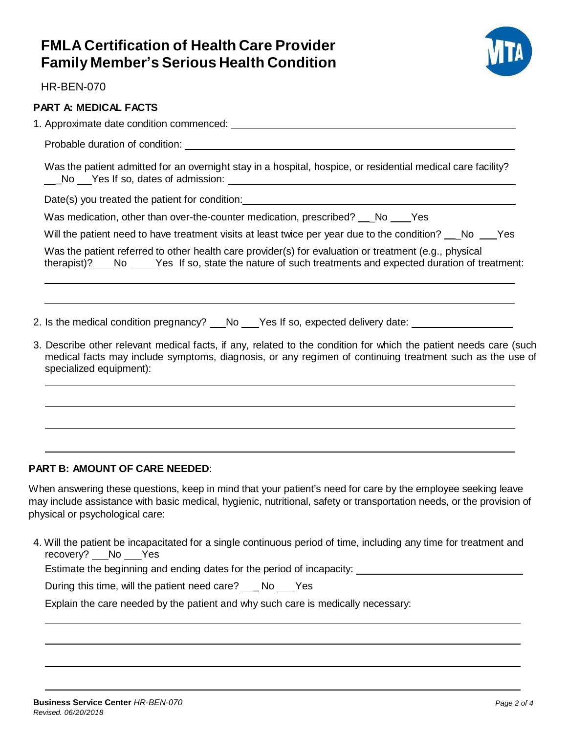# FMLA Certification of Health Care Provider Family Member's Serious Health Condition

HR-BEN-070

## PART A: MEDICAL FACTS

1. Approximate date condition commenced: ______________________________

   Probable duration of condition: ______________________________

   Was the patient admitted for an overnight stay in a hospital, hospice, or residential medical care facility? ___No ___Yes If so, dates of admission: ______________________________

   Date(s) you treated the patient for condition: ______________________________

   Was medication, other than over-the-counter medication, prescribed? ___No ___Yes

   Will the patient need to have treatment visits at least twice per year due to the condition? ___No ___Yes

   Was the patient referred to other health care provider(s) for evaluation or treatment (e.g., physical therapist)? ___No ___Yes If so, state the nature of such treatments and expected duration of treatment:

   ______________________________

   ______________________________

2. Is the medical condition pregnancy? ___No ___Yes If so, expected delivery date: ______________

3. Describe other relevant medical facts, if any, related to the condition for which the patient needs care (such medical facts may include symptoms, diagnosis, or any regimen of continuing treatment such as the use of specialized equipment):

   ______________________________

   ______________________________

   ______________________________

   ______________________________

## PART B: AMOUNT OF CARE NEEDED:

When answering these questions, keep in mind that your patient's need for care by the employee seeking leave may include assistance with basic medical, hygienic, nutritional, safety or transportation needs, or the provision of physical or psychological care:

4. Will the patient be incapacitated for a single continuous period of time, including any time for treatment and recovery? ___No ___Yes

   Estimate the beginning and ending dates for the period of incapacity: ______________________________

   During this time, will the patient need care? ___ No ___Yes

   Explain the care needed by the patient and why such care is medically necessary:

   ______________________________

   ______________________________

   ______________________________

   ______________________________

**Business Service Center** *HR-BEN-070*
*Revised. 06/20/2018*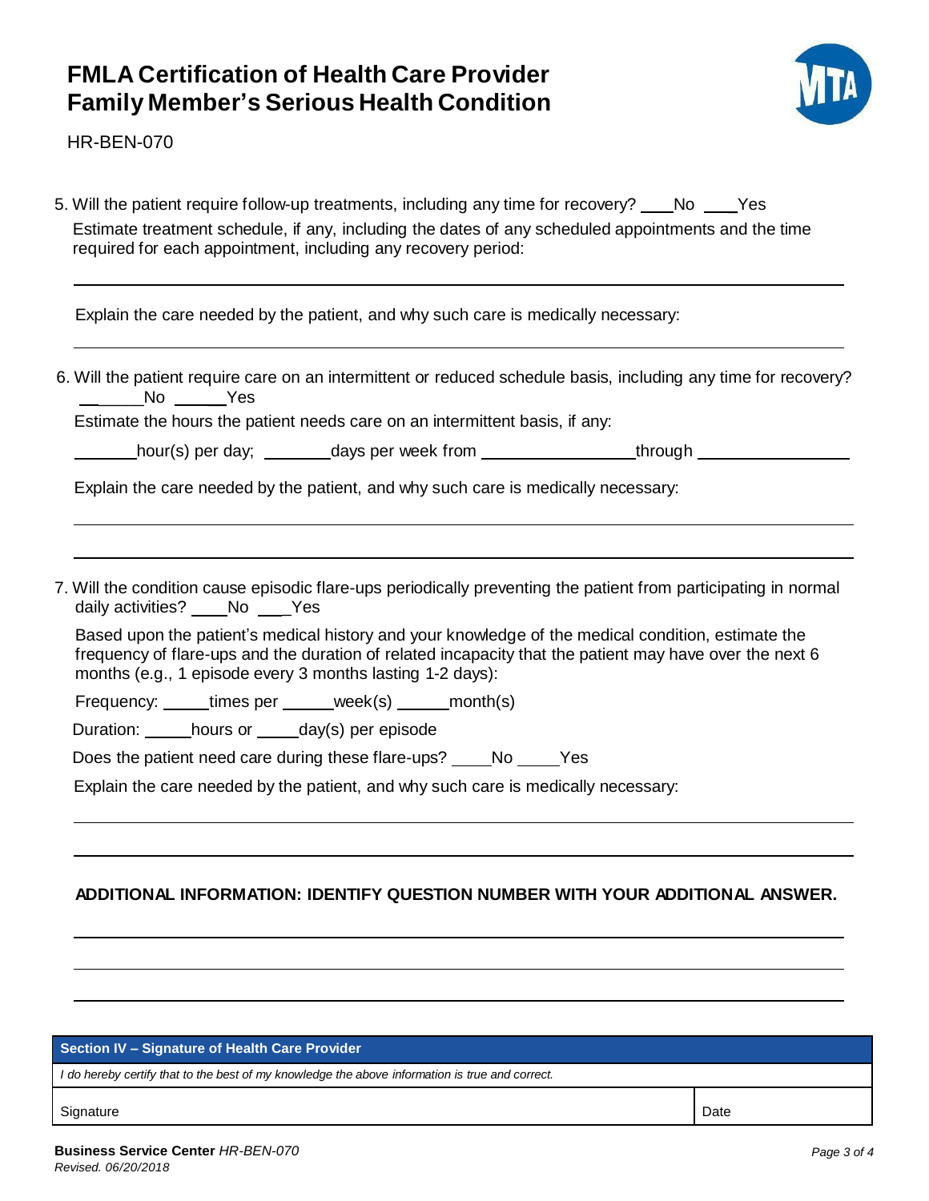# FMLA Certification of Health Care Provider Family Member's Serious Health Condition

HR-BEN-070

5. Will the patient require follow-up treatments, including any time for recovery? ___No ___Yes

   Estimate treatment schedule, if any, including the dates of any scheduled appointments and the time required for each appointment, including any recovery period:

   ______________________________________________________________________________

   Explain the care needed by the patient, and why such care is medically necessary:

   ______________________________________________________________________________

6. Will the patient require care on an intermittent or reduced schedule basis, including any time for recovery? ______No ______Yes

   Estimate the hours the patient needs care on an intermittent basis, if any:

   _______hour(s) per day; _______days per week from ________________through ________________

   Explain the care needed by the patient, and why such care is medically necessary:

   ______________________________________________________________________________

   ______________________________________________________________________________

7. Will the condition cause episodic flare-ups periodically preventing the patient from participating in normal daily activities? ____No ___Yes

   Based upon the patient's medical history and your knowledge of the medical condition, estimate the frequency of flare-ups and the duration of related incapacity that the patient may have over the next 6 months (e.g., 1 episode every 3 months lasting 1-2 days):

   Frequency: _____times per _____week(s) _____month(s)

   Duration: _____hours or _____day(s) per episode

   Does the patient need care during these flare-ups? ____No ____Yes

   Explain the care needed by the patient, and why such care is medically necessary:

   ______________________________________________________________________________

   ______________________________________________________________________________

**ADDITIONAL INFORMATION: IDENTIFY QUESTION NUMBER WITH YOUR ADDITIONAL ANSWER.**

______________________________________________________________________________

______________________________________________________________________________

______________________________________________________________________________

| **Section IV – Signature of Health Care Provider** | |
|---|---|
| *I do hereby certify that to the best of my knowledge the above information is true and correct.* | |
| Signature | Date |

**Business Service Center** *HR-BEN-070*
*Revised. 06/20/2018*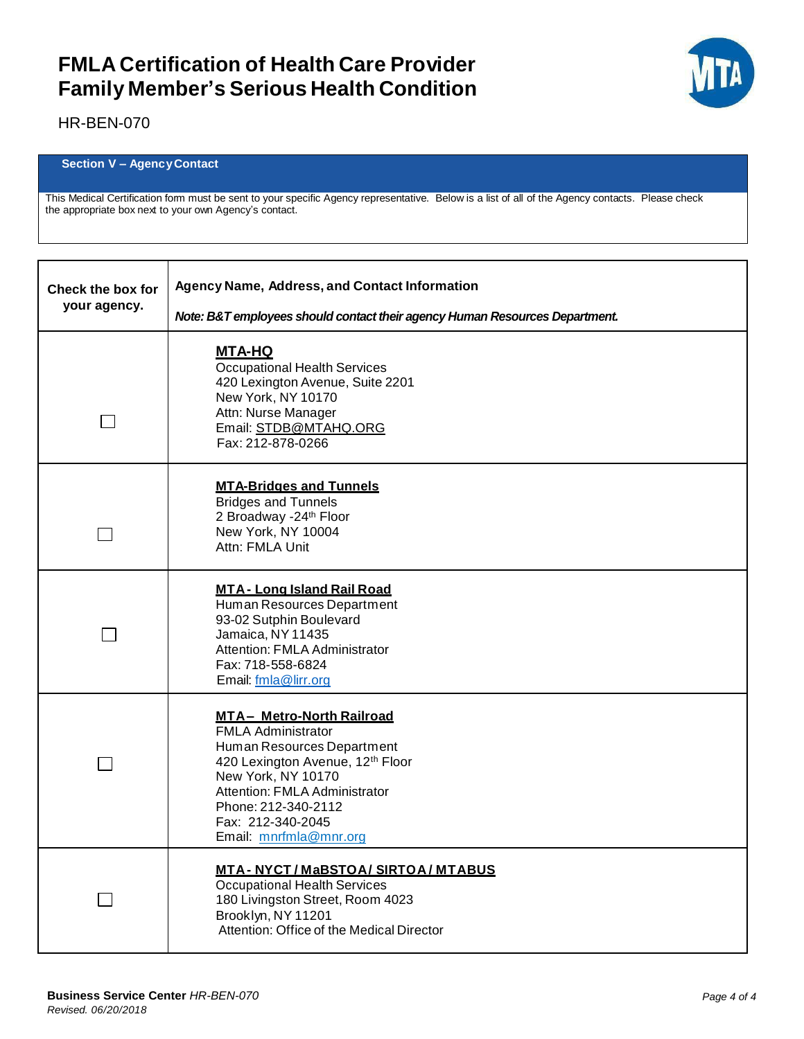# FMLA Certification of Health Care Provider Family Member's Serious Health Condition

HR-BEN-070

## Section V – Agency Contact

This Medical Certification form must be sent to your specific Agency representative. Below is a list of all of the Agency contacts. Please check the appropriate box next to your own Agency's contact.

| Check the box for your agency. | Agency Name, Address, and Contact Information<br>*Note: B&T employees should contact their agency Human Resources Department.* |
|---|---|
| ☐ | **MTA-HQ**<br>Occupational Health Services<br>420 Lexington Avenue, Suite 2201<br>New York, NY 10170<br>Attn: Nurse Manager<br>Email: STDB@MTAHQ.ORG<br>Fax: 212-878-0266 |
| ☐ | **MTA-Bridges and Tunnels**<br>Bridges and Tunnels<br>2 Broadway -24th Floor<br>New York, NY 10004<br>Attn: FMLA Unit |
| ☐ | **MTA - Long Island Rail Road**<br>Human Resources Department<br>93-02 Sutphin Boulevard<br>Jamaica, NY 11435<br>Attention: FMLA Administrator<br>Fax: 718-558-6824<br>Email: fmla@lirr.org |
| ☐ | **MTA – Metro-North Railroad**<br>FMLA Administrator<br>Human Resources Department<br>420 Lexington Avenue, 12th Floor<br>New York, NY 10170<br>Attention: FMLA Administrator<br>Phone: 212-340-2112<br>Fax: 212-340-2045<br>Email: mnrfmla@mnr.org |
| ☐ | **MTA - NYCT / MaBSTOA / SIRTOA / MTABUS**<br>Occupational Health Services<br>180 Livingston Street, Room 4023<br>Brooklyn, NY 11201<br>Attention: Office of the Medical Director |

**Business Service Center** *HR-BEN-070*
*Revised. 06/20/2018*